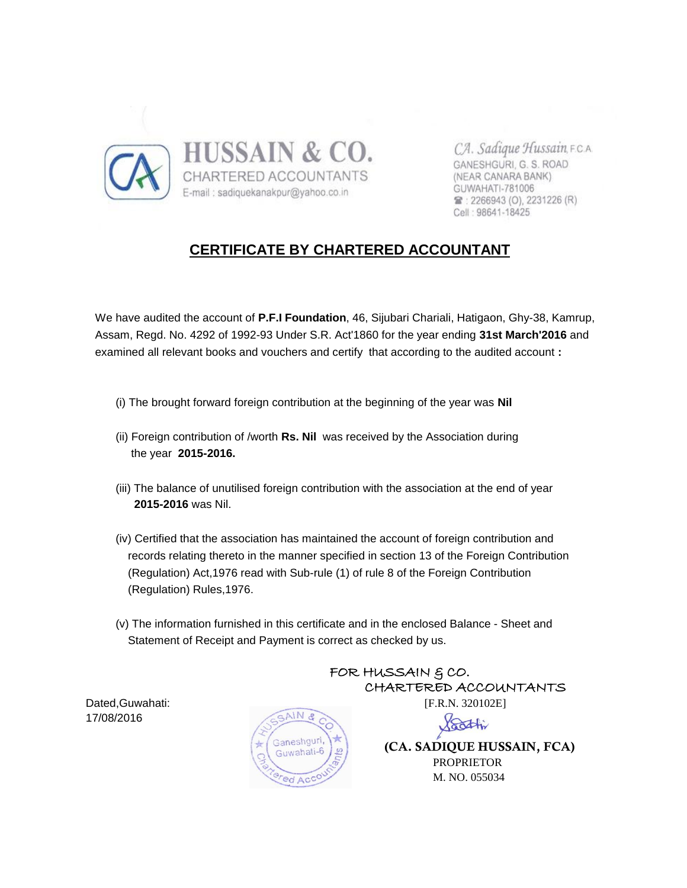**HUSSAIN & CO.**
CHARTERED ACCOUNTANTS
E-mail : sadiquekanakpur@yahoo.co.in

*CA. Sadique Hussain*, F.C.A.
GANESHGURI, G. S. ROAD
(NEAR CANARA BANK)
GUWAHATI-781006
☎ : 2266943 (O), 2231226 (R)
Cell : 98641-18425

# CERTIFICATE BY CHARTERED ACCOUNTANT

We have audited the account of **P.F.I Foundation**, 46, Sijubari Chariali, Hatigaon, Ghy-38, Kamrup, Assam, Regd. No. 4292 of 1992-93 Under S.R. Act'1860 for the year ending **31st March'2016** and examined all relevant books and vouchers and certify that according to the audited account **:**

(i) The brought forward foreign contribution at the beginning of the year was **Nil**

(ii) Foreign contribution of /worth **Rs. Nil** was received by the Association during the year **2015-2016.**

(iii) The balance of unutilised foreign contribution with the association at the end of year **2015-2016** was Nil.

(iv) Certified that the association has maintained the account of foreign contribution and records relating thereto in the manner specified in section 13 of the Foreign Contribution (Regulation) Act,1976 read with Sub-rule (1) of rule 8 of the Foreign Contribution (Regulation) Rules,1976.

(v) The information furnished in this certificate and in the enclosed Balance - Sheet and Statement of Receipt and Payment is correct as checked by us.

FOR HUSSAIN & CO.
CHARTERED ACCOUNTANTS
[F.R.N. 320102E]

Dated,Guwahati:
17/08/2016

(Stamp: HUSSAIN & CO, Ganeshguri, Guwahati-6, Chartered Accountants)

**(CA. SADIQUE HUSSAIN, FCA)**
PROPRIETOR
M. NO. 055034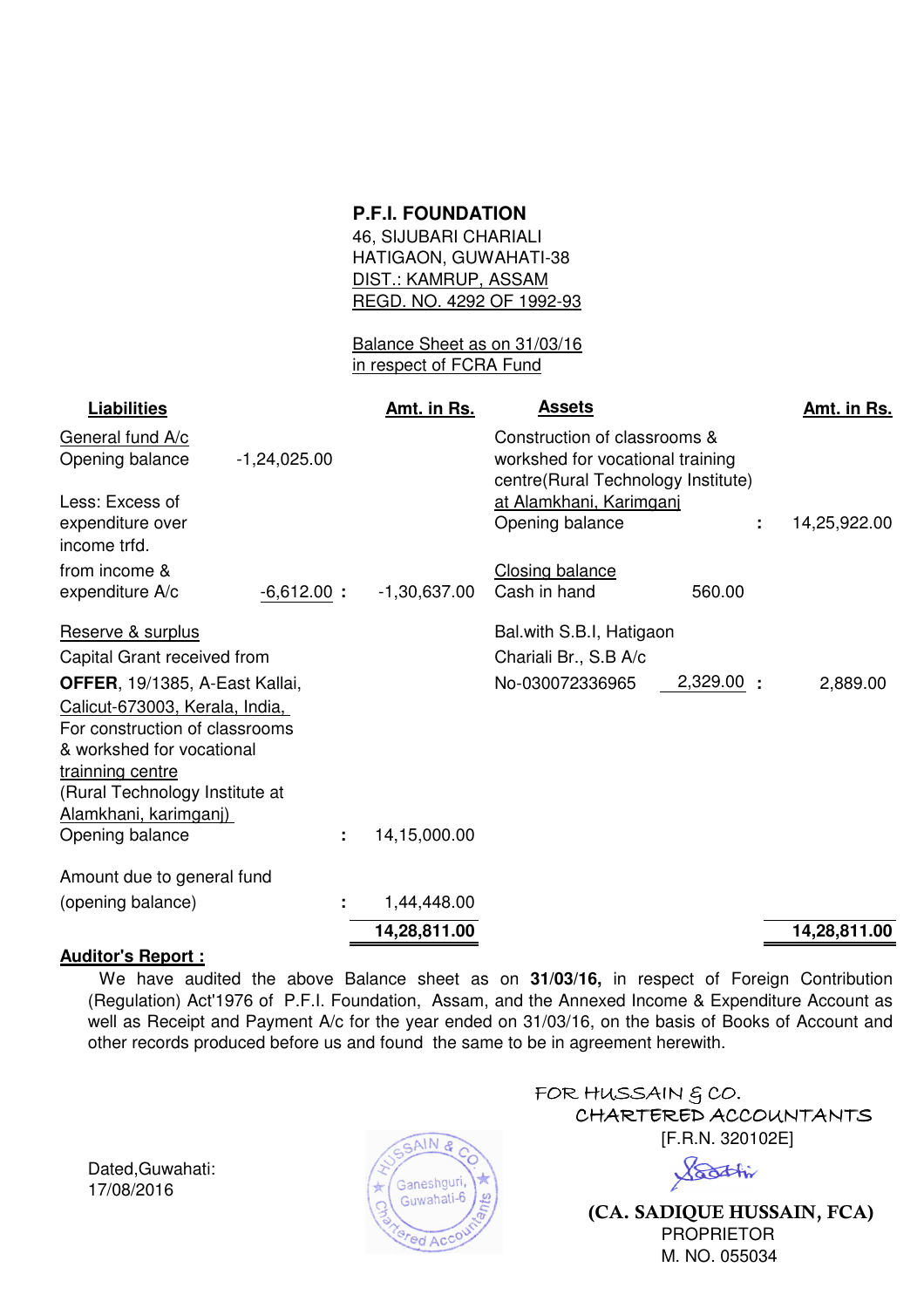**P.F.I. FOUNDATION**
46, SIJUBARI CHARIALI
HATIGAON, GUWAHATI-38
DIST.: KAMRUP, ASSAM
REGD. NO. 4292 OF 1992-93

Balance Sheet as on 31/03/16
in respect of FCRA Fund

| Liabilities | | | Amt. in Rs. | Assets | | | Amt. in Rs. |
|---|---|---|---|---|---|---|---|
| General fund A/c | | | | Construction of classrooms & workshed for vocational training centre(Rural Technology Institute) at Alamkhani, Karimganj | | | |
| Opening balance | -1,24,025.00 | | | Opening balance | | : | 14,25,922.00 |
| Less: Excess of expenditure over income trfd. from income & expenditure A/c | -6,612.00 | : | -1,30,637.00 | Closing balance | | | |
| | | | | Cash in hand | 560.00 | | |
| Reserve & surplus | | | | Bal.with S.B.I, Hatigaon Chariali Br., S.B A/c No-030072336965 | 2,329.00 | : | 2,889.00 |
| Capital Grant received from **OFFER**, 19/1385, A-East Kallai, Calicut-673003, Kerala, India, For construction of classrooms & workshed for vocational trainning centre (Rural Technology Institute at Alamkhani, karimganj) | | | | | | | |
| Opening balance | | : | 14,15,000.00 | | | | |
| Amount due to general fund (opening balance) | | : | 1,44,448.00 | | | | |
| | | | **14,28,811.00** | | | | **14,28,811.00** |

**Auditor's Report :**

We have audited the above Balance sheet as on **31/03/16,** in respect of Foreign Contribution (Regulation) Act'1976 of P.F.I. Foundation, Assam, and the Annexed Income & Expenditure Account as well as Receipt and Payment A/c for the year ended on 31/03/16, on the basis of Books of Account and other records produced before us and found the same to be in agreement herewith.

Dated,Guwahati:
17/08/2016

FOR HUSSAIN & CO.
CHARTERED ACCOUNTANTS
[F.R.N. 320102E]

(CA. SADIQUE HUSSAIN, FCA)
PROPRIETOR
M. NO. 055034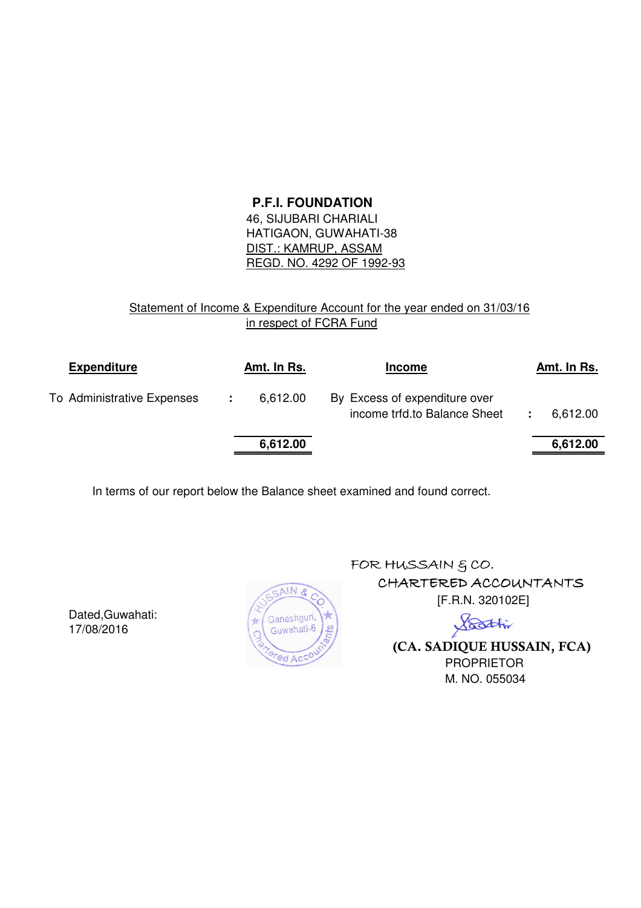**P.F.I. FOUNDATION**
46, SIJUBARI CHARIALI
HATIGAON, GUWAHATI-38
DIST.: KAMRUP, ASSAM
REGD. NO. 4292 OF 1992-93

Statement of Income & Expenditure Account for the year ended on 31/03/16
in respect of FCRA Fund

| **Expenditure** | | **Amt. In Rs.** | **Income** | | **Amt. In Rs.** |
|---|---|---|---|---|---|
| To Administrative Expenses | : | 6,612.00 | By Excess of expenditure over income trfd.to Balance Sheet | : | 6,612.00 |
| | | **6,612.00** | | | **6,612.00** |

In terms of our report below the Balance sheet examined and found correct.

Dated,Guwahati:
17/08/2016

HUSSAIN & CO.
Ganeshguri,
Guwahati-6
Chartered Accountants

FOR HUSSAIN & CO.
CHARTERED ACCOUNTANTS
[F.R.N. 320102E]

(CA. SADIQUE HUSSAIN, FCA)
PROPRIETOR
M. NO. 055034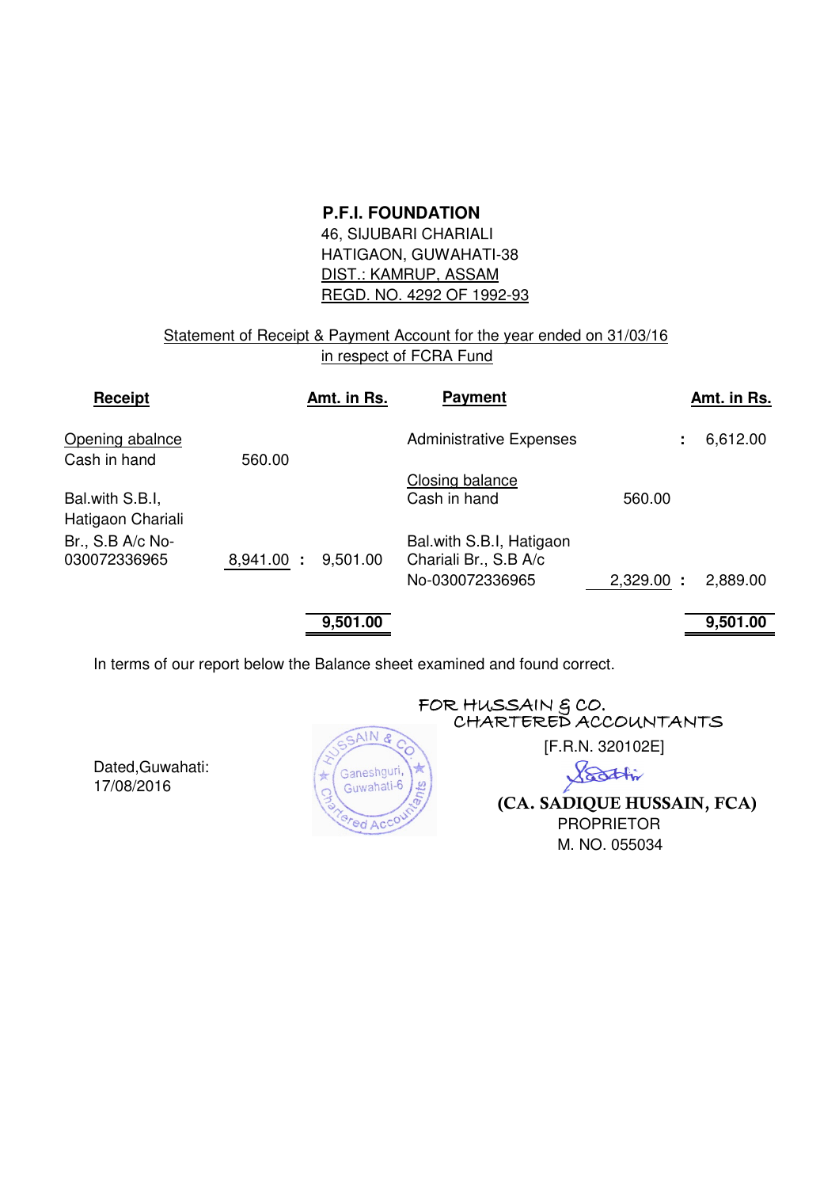**P.F.I. FOUNDATION**
46, SIJUBARI CHARIALI
HATIGAON, GUWAHATI-38
DIST.: KAMRUP, ASSAM
REGD. NO. 4292 OF 1992-93

Statement of Receipt & Payment Account for the year ended on 31/03/16
in respect of FCRA Fund

| **Receipt** | | **Amt. in Rs.** | **Payment** | | **Amt. in Rs.** |
|---|---|---|---|---|---|
| Opening abalnce | | | Administrative Expenses | | : 6,612.00 |
| Cash in hand | 560.00 | | | | |
| | | | Closing balance | | |
| Bal.with S.B.I, Hatigaon Chariali | | | Cash in hand | 560.00 | |
| Br., S.B A/c No-030072336965 | 8,941.00 : | 9,501.00 | Bal.with S.B.I, Hatigaon Chariali Br., S.B A/c No-030072336965 | 2,329.00 : | 2,889.00 |
| | | **9,501.00** | | | **9,501.00** |

In terms of our report below the Balance sheet examined and found correct.

Dated,Guwahati:
17/08/2016

FOR HUSSAIN & CO.
CHARTERED ACCOUNTANTS
[F.R.N. 320102E]

HUSSAIN & CO. Ganeshguri, Guwahati-6 Chartered Accountants

(CA. SADIQUE HUSSAIN, FCA)
PROPRIETOR
M. NO. 055034